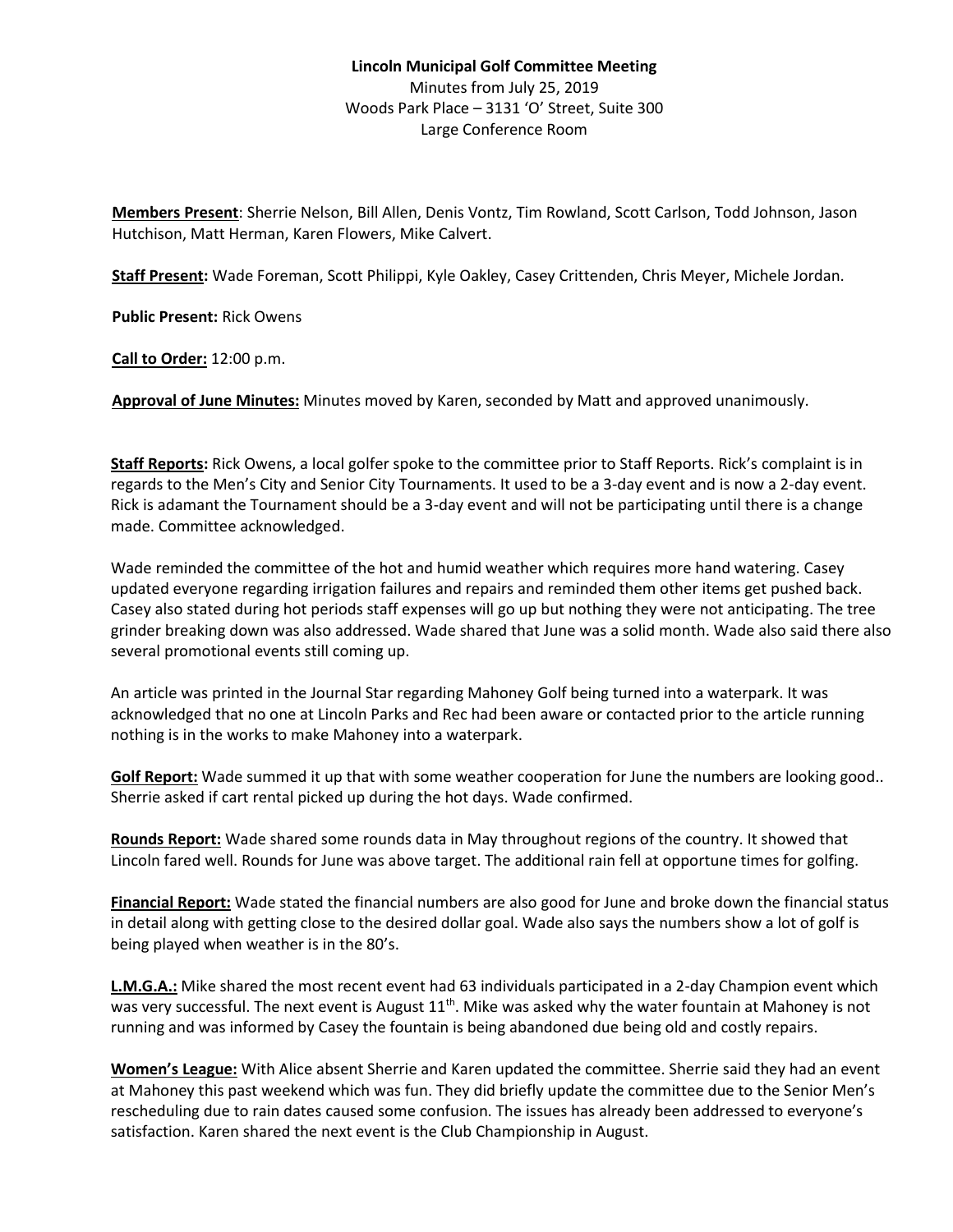**Lincoln Municipal Golf Committee Meeting**

Minutes from July 25, 2019

Woods Park Place – 3131 'O' Street, Suite 300

Large Conference Room

**Members Present**: Sherrie Nelson, Bill Allen, Denis Vontz, Tim Rowland, Scott Carlson, Todd Johnson, Jason Hutchison, Matt Herman, Karen Flowers, Mike Calvert.

**Staff Present:** Wade Foreman, Scott Philippi, Kyle Oakley, Casey Crittenden, Chris Meyer, Michele Jordan.

**Public Present:** Rick Owens

**Call to Order:** 12:00 p.m.

**Approval of June Minutes:** Minutes moved by Karen, seconded by Matt and approved unanimously.

**Staff Reports:** Rick Owens, a local golfer spoke to the committee prior to Staff Reports. Rick's complaint is in regards to the Men's City and Senior City Tournaments. It used to be a 3-day event and is now a 2-day event. Rick is adamant the Tournament should be a 3-day event and will not be participating until there is a change made. Committee acknowledged.

Wade reminded the committee of the hot and humid weather which requires more hand watering. Casey updated everyone regarding irrigation failures and repairs and reminded them other items get pushed back. Casey also stated during hot periods staff expenses will go up but nothing they were not anticipating. The tree grinder breaking down was also addressed. Wade shared that June was a solid month. Wade also said there also several promotional events still coming up.

An article was printed in the Journal Star regarding Mahoney Golf being turned into a waterpark. It was acknowledged that no one at Lincoln Parks and Rec had been aware or contacted prior to the article running nothing is in the works to make Mahoney into a waterpark.

**Golf Report:** Wade summed it up that with some weather cooperation for June the numbers are looking good.. Sherrie asked if cart rental picked up during the hot days. Wade confirmed.

**Rounds Report:** Wade shared some rounds data in May throughout regions of the country. It showed that Lincoln fared well. Rounds for June was above target. The additional rain fell at opportune times for golfing.

**Financial Report:** Wade stated the financial numbers are also good for June and broke down the financial status in detail along with getting close to the desired dollar goal. Wade also says the numbers show a lot of golf is being played when weather is in the 80's.

**L.M.G.A.:** Mike shared the most recent event had 63 individuals participated in a 2-day Champion event which was very successful. The next event is August 11th. Mike was asked why the water fountain at Mahoney is not running and was informed by Casey the fountain is being abandoned due being old and costly repairs.

**Women's League:** With Alice absent Sherrie and Karen updated the committee. Sherrie said they had an event at Mahoney this past weekend which was fun. They did briefly update the committee due to the Senior Men's rescheduling due to rain dates caused some confusion. The issues has already been addressed to everyone's satisfaction. Karen shared the next event is the Club Championship in August.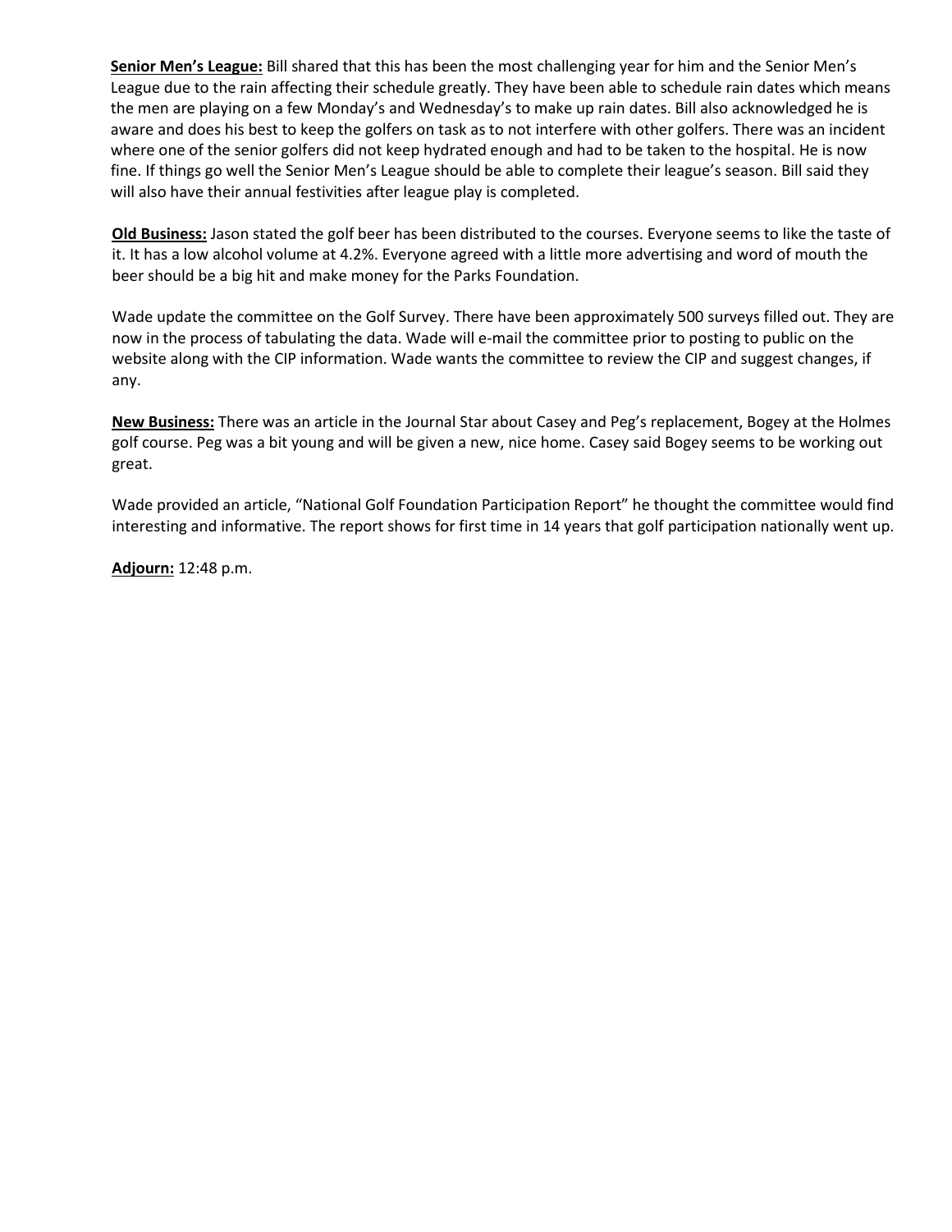**Senior Men's League:** Bill shared that this has been the most challenging year for him and the Senior Men's League due to the rain affecting their schedule greatly. They have been able to schedule rain dates which means the men are playing on a few Monday's and Wednesday's to make up rain dates. Bill also acknowledged he is aware and does his best to keep the golfers on task as to not interfere with other golfers. There was an incident where one of the senior golfers did not keep hydrated enough and had to be taken to the hospital. He is now fine. If things go well the Senior Men's League should be able to complete their league's season. Bill said they will also have their annual festivities after league play is completed.

**Old Business:** Jason stated the golf beer has been distributed to the courses. Everyone seems to like the taste of it. It has a low alcohol volume at 4.2%. Everyone agreed with a little more advertising and word of mouth the beer should be a big hit and make money for the Parks Foundation.

Wade update the committee on the Golf Survey. There have been approximately 500 surveys filled out. They are now in the process of tabulating the data. Wade will e-mail the committee prior to posting to public on the website along with the CIP information. Wade wants the committee to review the CIP and suggest changes, if any.

**New Business:** There was an article in the Journal Star about Casey and Peg's replacement, Bogey at the Holmes golf course. Peg was a bit young and will be given a new, nice home. Casey said Bogey seems to be working out great.

Wade provided an article, "National Golf Foundation Participation Report" he thought the committee would find interesting and informative. The report shows for first time in 14 years that golf participation nationally went up.

**Adjourn:** 12:48 p.m.